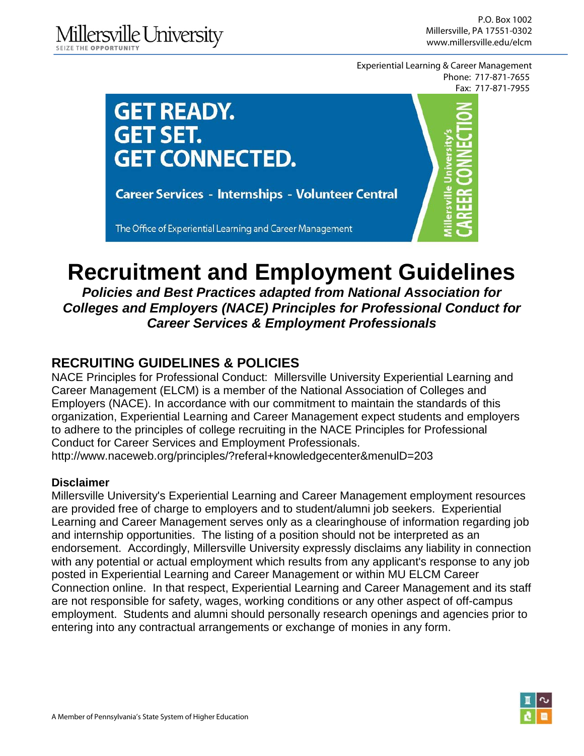Millersville University
SEIZE THE OPPORTUNITY

P.O. Box 1002
Millersville, PA 17551-0302
www.millersville.edu/elcm

Experiential Learning & Career Management
Phone: 717-871-7655
Fax: 717-871-7955

**GET READY.**
**GET SET.**
**GET CONNECTED.**

**Career Services - Internships - Volunteer Central**

The Office of Experiential Learning and Career Management

Millersville University's CAREER CONNECTION

# Recruitment and Employment Guidelines

***Policies and Best Practices adapted from National Association for Colleges and Employers (NACE) Principles for Professional Conduct for Career Services & Employment Professionals***

## RECRUITING GUIDELINES & POLICIES

NACE Principles for Professional Conduct: Millersville University Experiential Learning and Career Management (ELCM) is a member of the National Association of Colleges and Employers (NACE). In accordance with our commitment to maintain the standards of this organization, Experiential Learning and Career Management expect students and employers to adhere to the principles of college recruiting in the NACE Principles for Professional Conduct for Career Services and Employment Professionals.
http://www.naceweb.org/principles/?referal+knowledgecenter&menulD=203

### Disclaimer

Millersville University's Experiential Learning and Career Management employment resources are provided free of charge to employers and to student/alumni job seekers. Experiential Learning and Career Management serves only as a clearinghouse of information regarding job and internship opportunities. The listing of a position should not be interpreted as an endorsement. Accordingly, Millersville University expressly disclaims any liability in connection with any potential or actual employment which results from any applicant's response to any job posted in Experiential Learning and Career Management or within MU ELCM Career Connection online. In that respect, Experiential Learning and Career Management and its staff are not responsible for safety, wages, working conditions or any other aspect of off-campus employment. Students and alumni should personally research openings and agencies prior to entering into any contractual arrangements or exchange of monies in any form.

A Member of Pennsylvania's State System of Higher Education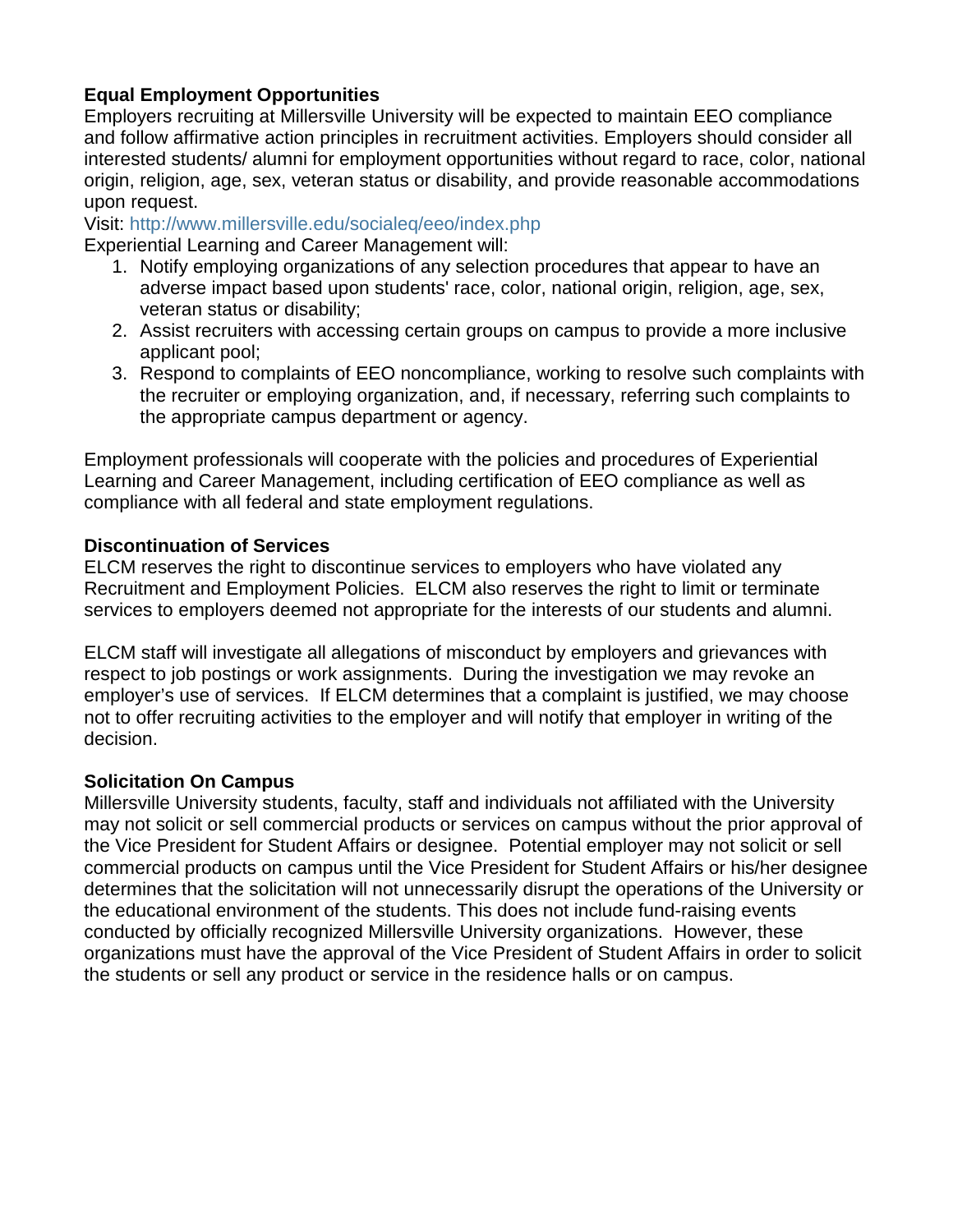**Equal Employment Opportunities**

Employers recruiting at Millersville University will be expected to maintain EEO compliance and follow affirmative action principles in recruitment activities. Employers should consider all interested students/ alumni for employment opportunities without regard to race, color, national origin, religion, age, sex, veteran status or disability, and provide reasonable accommodations upon request.

Visit: http://www.millersville.edu/socialeq/eeo/index.php

Experiential Learning and Career Management will:

1. Notify employing organizations of any selection procedures that appear to have an adverse impact based upon students' race, color, national origin, religion, age, sex, veteran status or disability;
2. Assist recruiters with accessing certain groups on campus to provide a more inclusive applicant pool;
3. Respond to complaints of EEO noncompliance, working to resolve such complaints with the recruiter or employing organization, and, if necessary, referring such complaints to the appropriate campus department or agency.

Employment professionals will cooperate with the policies and procedures of Experiential Learning and Career Management, including certification of EEO compliance as well as compliance with all federal and state employment regulations.

**Discontinuation of Services**

ELCM reserves the right to discontinue services to employers who have violated any Recruitment and Employment Policies. ELCM also reserves the right to limit or terminate services to employers deemed not appropriate for the interests of our students and alumni.

ELCM staff will investigate all allegations of misconduct by employers and grievances with respect to job postings or work assignments. During the investigation we may revoke an employer's use of services. If ELCM determines that a complaint is justified, we may choose not to offer recruiting activities to the employer and will notify that employer in writing of the decision.

**Solicitation On Campus**

Millersville University students, faculty, staff and individuals not affiliated with the University may not solicit or sell commercial products or services on campus without the prior approval of the Vice President for Student Affairs or designee. Potential employer may not solicit or sell commercial products on campus until the Vice President for Student Affairs or his/her designee determines that the solicitation will not unnecessarily disrupt the operations of the University or the educational environment of the students. This does not include fund-raising events conducted by officially recognized Millersville University organizations. However, these organizations must have the approval of the Vice President of Student Affairs in order to solicit the students or sell any product or service in the residence halls or on campus.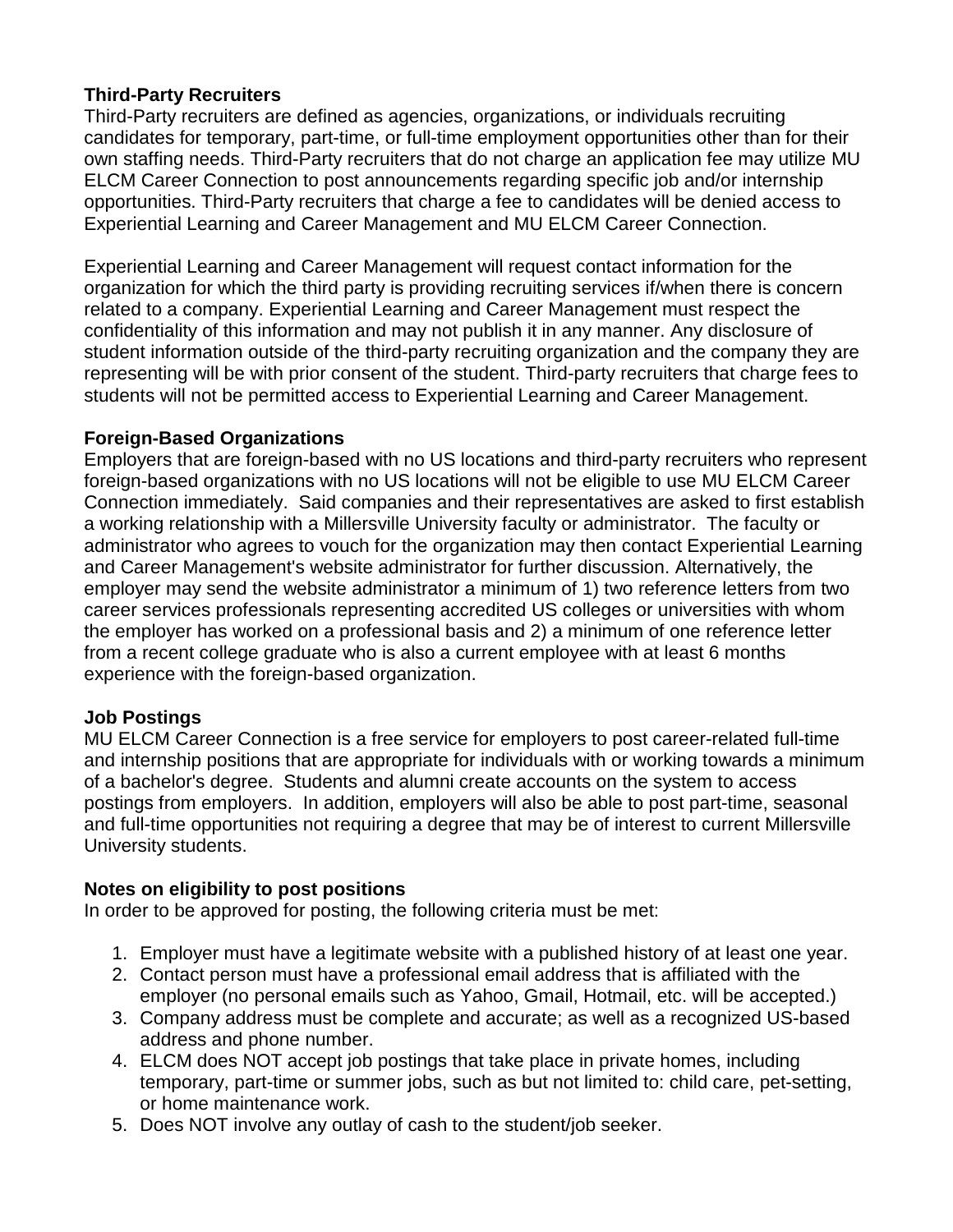**Third-Party Recruiters**

Third-Party recruiters are defined as agencies, organizations, or individuals recruiting candidates for temporary, part-time, or full-time employment opportunities other than for their own staffing needs. Third-Party recruiters that do not charge an application fee may utilize MU ELCM Career Connection to post announcements regarding specific job and/or internship opportunities. Third-Party recruiters that charge a fee to candidates will be denied access to Experiential Learning and Career Management and MU ELCM Career Connection.

Experiential Learning and Career Management will request contact information for the organization for which the third party is providing recruiting services if/when there is concern related to a company. Experiential Learning and Career Management must respect the confidentiality of this information and may not publish it in any manner. Any disclosure of student information outside of the third-party recruiting organization and the company they are representing will be with prior consent of the student. Third-party recruiters that charge fees to students will not be permitted access to Experiential Learning and Career Management.

**Foreign-Based Organizations**

Employers that are foreign-based with no US locations and third-party recruiters who represent foreign-based organizations with no US locations will not be eligible to use MU ELCM Career Connection immediately. Said companies and their representatives are asked to first establish a working relationship with a Millersville University faculty or administrator. The faculty or administrator who agrees to vouch for the organization may then contact Experiential Learning and Career Management's website administrator for further discussion. Alternatively, the employer may send the website administrator a minimum of 1) two reference letters from two career services professionals representing accredited US colleges or universities with whom the employer has worked on a professional basis and 2) a minimum of one reference letter from a recent college graduate who is also a current employee with at least 6 months experience with the foreign-based organization.

**Job Postings**

MU ELCM Career Connection is a free service for employers to post career-related full-time and internship positions that are appropriate for individuals with or working towards a minimum of a bachelor's degree. Students and alumni create accounts on the system to access postings from employers. In addition, employers will also be able to post part-time, seasonal and full-time opportunities not requiring a degree that may be of interest to current Millersville University students.

**Notes on eligibility to post positions**

In order to be approved for posting, the following criteria must be met:

1. Employer must have a legitimate website with a published history of at least one year.
2. Contact person must have a professional email address that is affiliated with the employer (no personal emails such as Yahoo, Gmail, Hotmail, etc. will be accepted.)
3. Company address must be complete and accurate; as well as a recognized US-based address and phone number.
4. ELCM does NOT accept job postings that take place in private homes, including temporary, part-time or summer jobs, such as but not limited to: child care, pet-setting, or home maintenance work.
5. Does NOT involve any outlay of cash to the student/job seeker.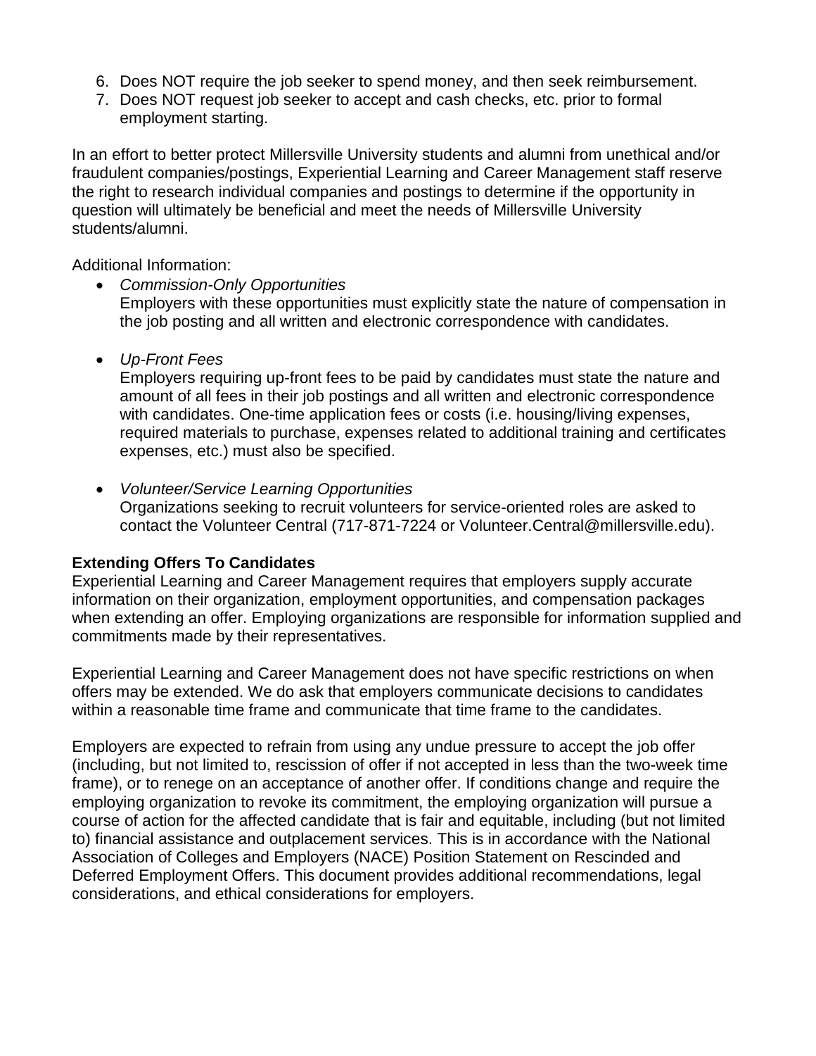6. Does NOT require the job seeker to spend money, and then seek reimbursement.
7. Does NOT request job seeker to accept and cash checks, etc. prior to formal employment starting.

In an effort to better protect Millersville University students and alumni from unethical and/or fraudulent companies/postings, Experiential Learning and Career Management staff reserve the right to research individual companies and postings to determine if the opportunity in question will ultimately be beneficial and meet the needs of Millersville University students/alumni.

Additional Information:

- *Commission-Only Opportunities*
  Employers with these opportunities must explicitly state the nature of compensation in the job posting and all written and electronic correspondence with candidates.

- *Up-Front Fees*
  Employers requiring up-front fees to be paid by candidates must state the nature and amount of all fees in their job postings and all written and electronic correspondence with candidates. One-time application fees or costs (i.e. housing/living expenses, required materials to purchase, expenses related to additional training and certificates expenses, etc.) must also be specified.

- *Volunteer/Service Learning Opportunities*
  Organizations seeking to recruit volunteers for service-oriented roles are asked to contact the Volunteer Central (717-871-7224 or Volunteer.Central@millersville.edu).

**Extending Offers To Candidates**

Experiential Learning and Career Management requires that employers supply accurate information on their organization, employment opportunities, and compensation packages when extending an offer. Employing organizations are responsible for information supplied and commitments made by their representatives.

Experiential Learning and Career Management does not have specific restrictions on when offers may be extended. We do ask that employers communicate decisions to candidates within a reasonable time frame and communicate that time frame to the candidates.

Employers are expected to refrain from using any undue pressure to accept the job offer (including, but not limited to, rescission of offer if not accepted in less than the two-week time frame), or to renege on an acceptance of another offer. If conditions change and require the employing organization to revoke its commitment, the employing organization will pursue a course of action for the affected candidate that is fair and equitable, including (but not limited to) financial assistance and outplacement services. This is in accordance with the National Association of Colleges and Employers (NACE) Position Statement on Rescinded and Deferred Employment Offers. This document provides additional recommendations, legal considerations, and ethical considerations for employers.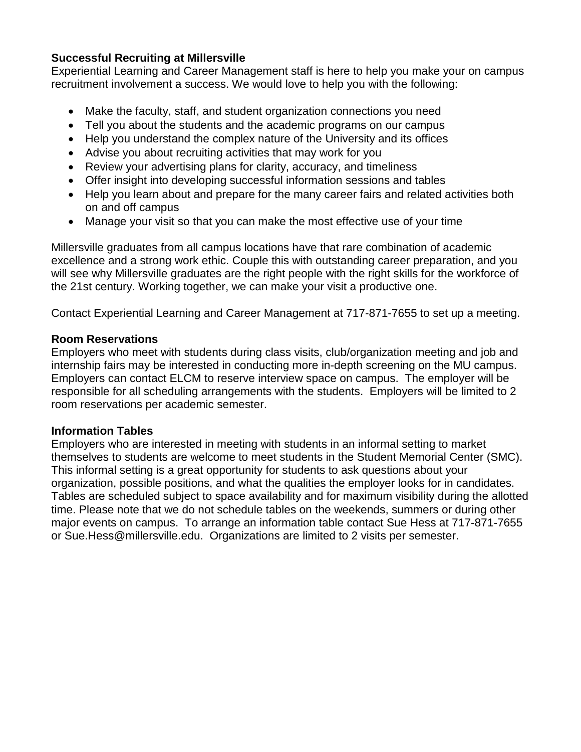**Successful Recruiting at Millersville**

Experiential Learning and Career Management staff is here to help you make your on campus recruitment involvement a success. We would love to help you with the following:

- Make the faculty, staff, and student organization connections you need
- Tell you about the students and the academic programs on our campus
- Help you understand the complex nature of the University and its offices
- Advise you about recruiting activities that may work for you
- Review your advertising plans for clarity, accuracy, and timeliness
- Offer insight into developing successful information sessions and tables
- Help you learn about and prepare for the many career fairs and related activities both on and off campus
- Manage your visit so that you can make the most effective use of your time

Millersville graduates from all campus locations have that rare combination of academic excellence and a strong work ethic. Couple this with outstanding career preparation, and you will see why Millersville graduates are the right people with the right skills for the workforce of the 21st century. Working together, we can make your visit a productive one.

Contact Experiential Learning and Career Management at 717-871-7655 to set up a meeting.

**Room Reservations**

Employers who meet with students during class visits, club/organization meeting and job and internship fairs may be interested in conducting more in-depth screening on the MU campus. Employers can contact ELCM to reserve interview space on campus. The employer will be responsible for all scheduling arrangements with the students. Employers will be limited to 2 room reservations per academic semester.

**Information Tables**

Employers who are interested in meeting with students in an informal setting to market themselves to students are welcome to meet students in the Student Memorial Center (SMC). This informal setting is a great opportunity for students to ask questions about your organization, possible positions, and what the qualities the employer looks for in candidates. Tables are scheduled subject to space availability and for maximum visibility during the allotted time. Please note that we do not schedule tables on the weekends, summers or during other major events on campus. To arrange an information table contact Sue Hess at 717-871-7655 or Sue.Hess@millersville.edu. Organizations are limited to 2 visits per semester.